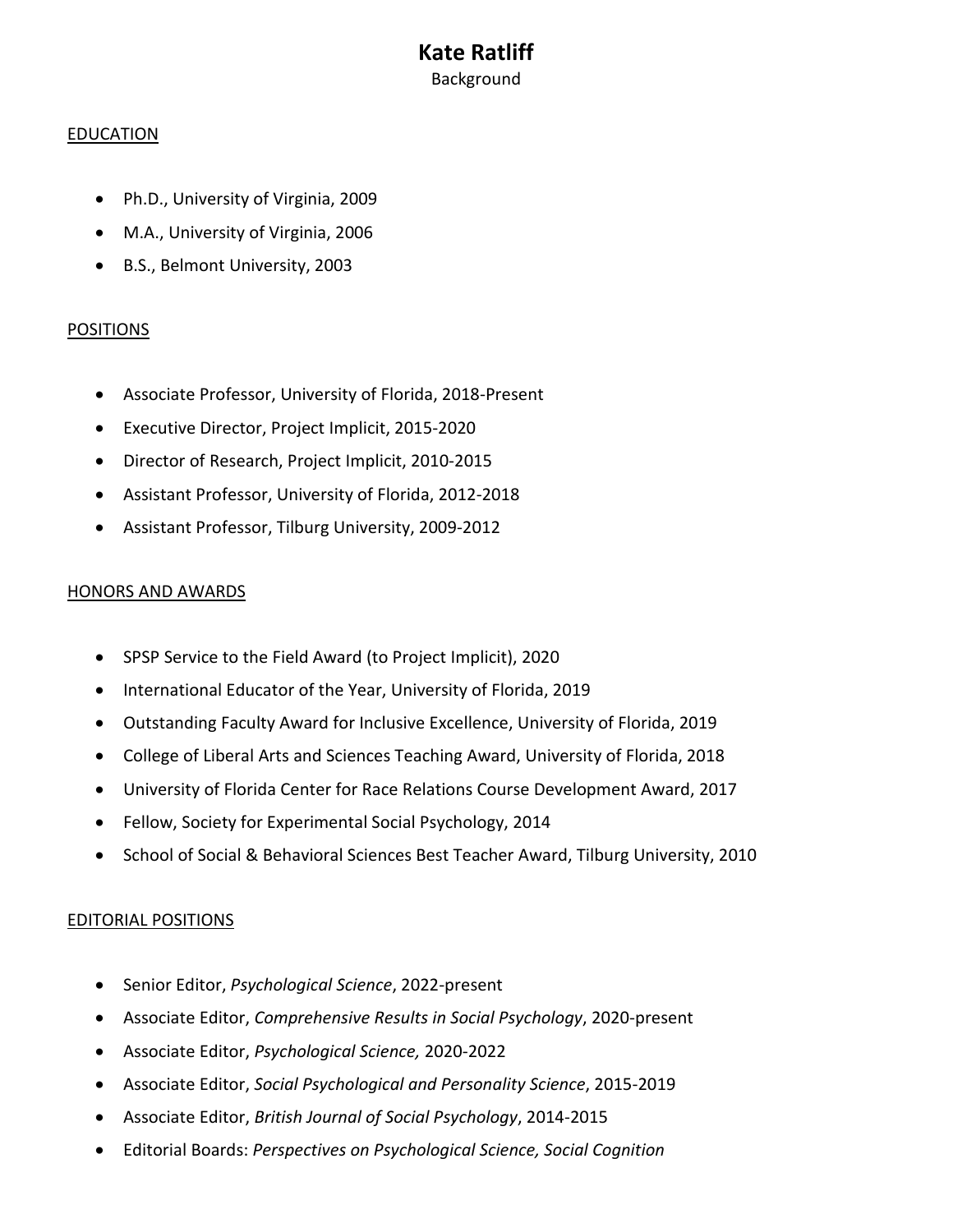# Kate Ratliff

Background

## EDUCATION

- Ph.D., University of Virginia, 2009
- M.A., University of Virginia, 2006
- B.S., Belmont University, 2003

## POSITIONS

- Associate Professor, University of Florida, 2018-Present
- Executive Director, Project Implicit, 2015-2020
- Director of Research, Project Implicit, 2010-2015
- Assistant Professor, University of Florida, 2012-2018
- Assistant Professor, Tilburg University, 2009-2012

## HONORS AND AWARDS

- SPSP Service to the Field Award (to Project Implicit), 2020
- International Educator of the Year, University of Florida, 2019
- Outstanding Faculty Award for Inclusive Excellence, University of Florida, 2019
- College of Liberal Arts and Sciences Teaching Award, University of Florida, 2018
- University of Florida Center for Race Relations Course Development Award, 2017
- Fellow, Society for Experimental Social Psychology, 2014
- School of Social & Behavioral Sciences Best Teacher Award, Tilburg University, 2010

## EDITORIAL POSITIONS

- Senior Editor, *Psychological Science*, 2022-present
- Associate Editor, *Comprehensive Results in Social Psychology*, 2020-present
- Associate Editor, *Psychological Science,* 2020-2022
- Associate Editor, *Social Psychological and Personality Science*, 2015-2019
- Associate Editor, *British Journal of Social Psychology*, 2014-2015
- Editorial Boards: *Perspectives on Psychological Science, Social Cognition*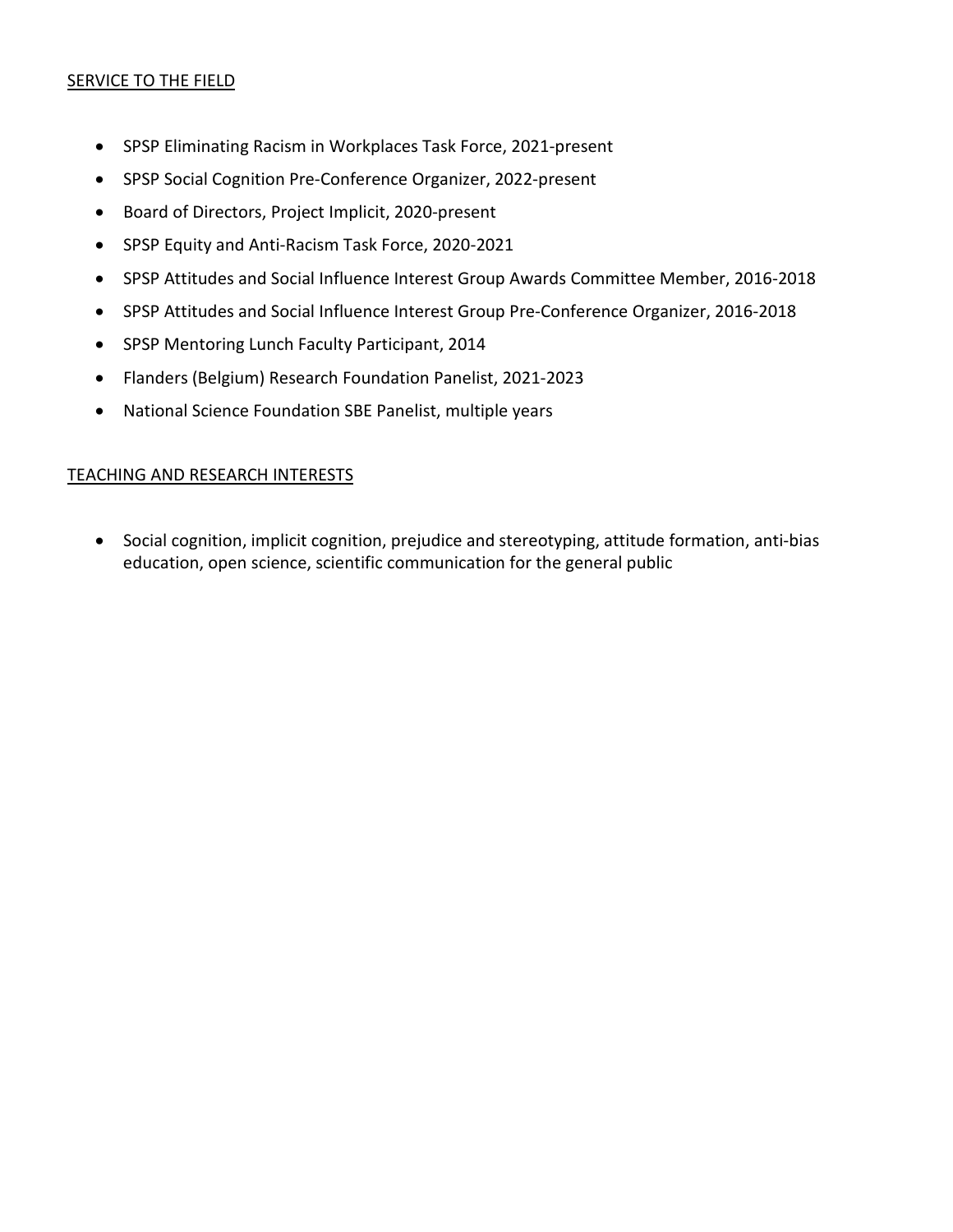## SERVICE TO THE FIELD

- SPSP Eliminating Racism in Workplaces Task Force, 2021-present
- SPSP Social Cognition Pre-Conference Organizer, 2022-present
- Board of Directors, Project Implicit, 2020-present
- SPSP Equity and Anti-Racism Task Force, 2020-2021
- SPSP Attitudes and Social Influence Interest Group Awards Committee Member, 2016-2018
- SPSP Attitudes and Social Influence Interest Group Pre-Conference Organizer, 2016-2018
- SPSP Mentoring Lunch Faculty Participant, 2014
- Flanders (Belgium) Research Foundation Panelist, 2021-2023
- National Science Foundation SBE Panelist, multiple years

## TEACHING AND RESEARCH INTERESTS

- Social cognition, implicit cognition, prejudice and stereotyping, attitude formation, anti-bias education, open science, scientific communication for the general public